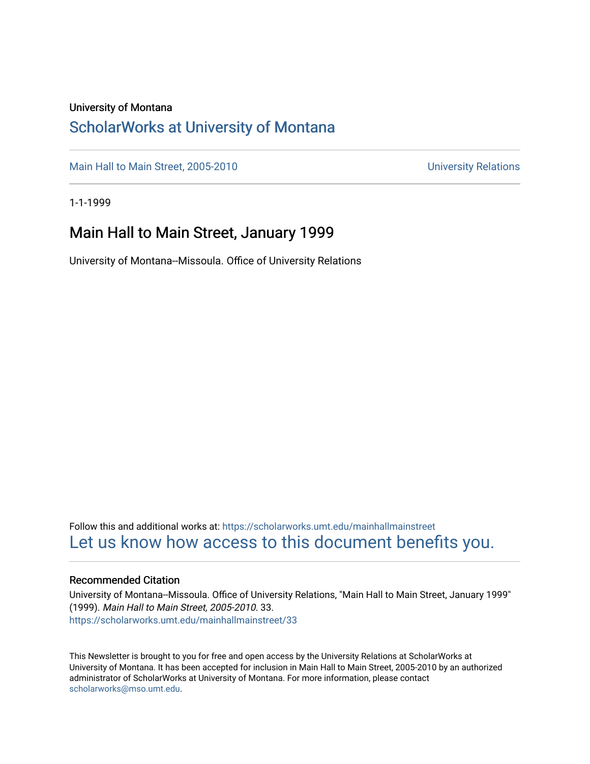University of Montana

# ScholarWorks at University of Montana

Main Hall to Main Street, 2005-2010 University Relations

1-1-1999

## Main Hall to Main Street, January 1999

University of Montana--Missoula. Office of University Relations

Follow this and additional works at: https://scholarworks.umt.edu/mainhallmainstreet

Let us know how access to this document benefits you.

### Recommended Citation

University of Montana--Missoula. Office of University Relations, "Main Hall to Main Street, January 1999" (1999). *Main Hall to Main Street, 2005-2010*. 33.
https://scholarworks.umt.edu/mainhallmainstreet/33

This Newsletter is brought to you for free and open access by the University Relations at ScholarWorks at University of Montana. It has been accepted for inclusion in Main Hall to Main Street, 2005-2010 by an authorized administrator of ScholarWorks at University of Montana. For more information, please contact scholarworks@mso.umt.edu.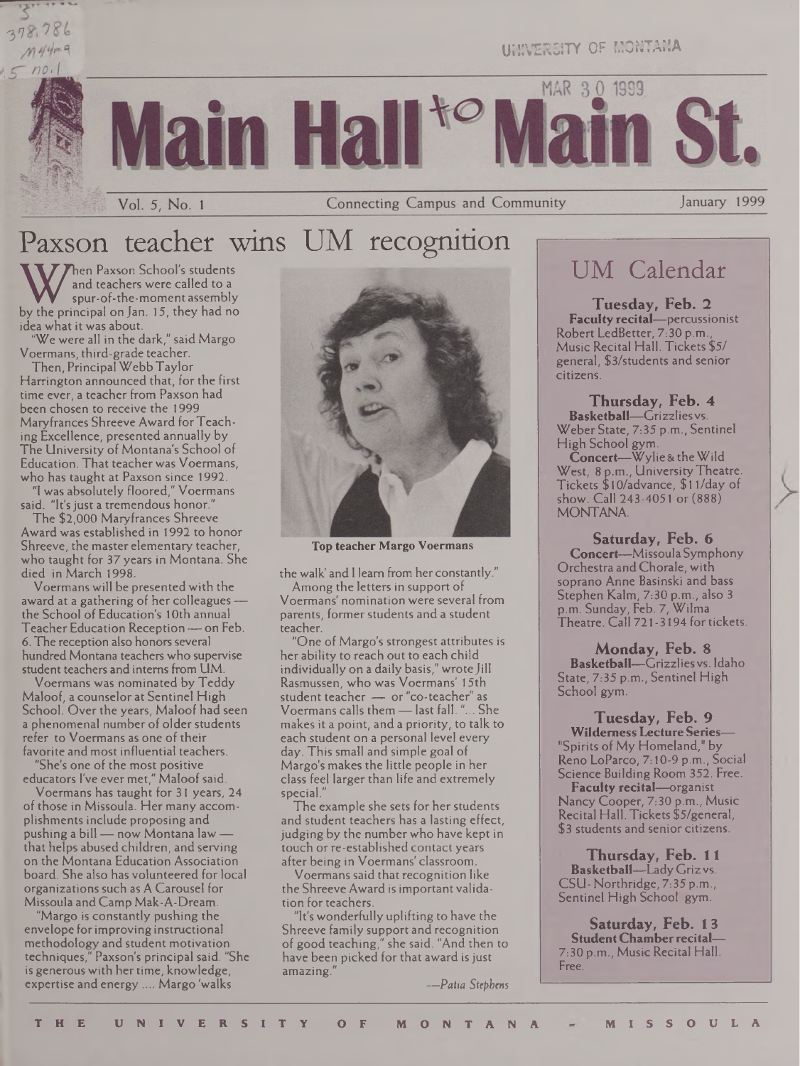# Main Hall to Main St.

Vol. 5, No. 1 — Connecting Campus and Community — January 1999

## Paxson teacher wins UM recognition

When Paxson School's students and teachers were called to a spur-of-the-moment assembly by the principal on Jan. 15, they had no idea what it was about.

"We were all in the dark," said Margo Voermans, third-grade teacher.

Then, Principal Webb Taylor Harrington announced that, for the first time ever, a teacher from Paxson had been chosen to receive the 1999 Maryfrances Shreeve Award for Teaching Excellence, presented annually by The University of Montana's School of Education. That teacher was Voermans, who has taught at Paxson since 1992.

"I was absolutely floored," Voermans said. "It's just a tremendous honor."

The $2,000 Maryfrances Shreeve Award was established in 1992 to honor Shreeve, the master elementary teacher, who taught for 37 years in Montana. She died in March 1998.

Voermans will be presented with the award at a gathering of her colleagues — the School of Education's 10th annual Teacher Education Reception — on Feb. 6. The reception also honors several hundred Montana teachers who supervise student teachers and interns from UM.

Voermans was nominated by Teddy Maloof, a counselor at Sentinel High School. Over the years, Maloof had seen a phenomenal number of older students refer to Voermans as one of their favorite and most influential teachers.

"She's one of the most positive educators I've ever met," Maloof said.

Voermans has taught for 31 years, 24 of those in Missoula. Her many accomplishments include proposing and pushing a bill — now Montana law — that helps abused children, and serving on the Montana Education Association board. She also has volunteered for local organizations such as A Carousel for Missoula and Camp Mak-A-Dream.

"Margo is constantly pushing the envelope for improving instructional methodology and student motivation techniques," Paxson's principal said. "She is generous with her time, knowledge, expertise and energy .... Margo 'walks the walk' and I learn from her constantly."

**Top teacher Margo Voermans**

Among the letters in support of Voermans' nomination were several from parents, former students and a student teacher.

"One of Margo's strongest attributes is her ability to reach out to each child individually on a daily basis," wrote Jill Rasmussen, who was Voermans' 15th student teacher — or "co-teacher" as Voermans calls them — last fall. "... She makes it a point, and a priority, to talk to each student on a personal level every day. This small and simple goal of Margo's makes the little people in her class feel larger than life and extremely special."

The example she sets for her students and student teachers has a lasting effect, judging by the number who have kept in touch or re-established contact years after being in Voermans' classroom.

Voermans said that recognition like the Shreeve Award is important validation for teachers.

"It's wonderfully uplifting to have the Shreeve family support and recognition of good teaching," she said. "And then to have been picked for that award is just amazing."

*—Patia Stephens*

## UM Calendar

**Tuesday, Feb. 2**

**Faculty recital**—percussionist Robert LedBetter, 7:30 p.m., Music Recital Hall. Tickets $5/general, $3/students and senior citizens.

**Thursday, Feb. 4**

**Basketball**—Grizzlies vs. Weber State, 7:35 p.m., Sentinel High School gym.

**Concert**—Wylie & the Wild West, 8 p.m., University Theatre. Tickets $10/advance, $11/day of show. Call 243-4051 or (888) MONTANA.

**Saturday, Feb. 6**

**Concert**—Missoula Symphony Orchestra and Chorale, with soprano Anne Basinski and bass Stephen Kalm, 7:30 p.m., also 3 p.m. Sunday, Feb. 7, Wilma Theatre. Call 721-3194 for tickets.

**Monday, Feb. 8**

**Basketball**—Grizzlies vs. Idaho State, 7:35 p.m., Sentinel High School gym.

**Tuesday, Feb. 9**

**Wilderness Lecture Series**—"Spirits of My Homeland," by Reno LoParco, 7:10-9 p.m., Social Science Building Room 352. Free.

**Faculty recital**—organist Nancy Cooper, 7:30 p.m., Music Recital Hall. Tickets $5/general, $3 students and senior citizens.

**Thursday, Feb. 11**

**Basketball**—Lady Griz vs. CSU-Northridge, 7:35 p.m., Sentinel High School gym.

**Saturday, Feb. 13**

**Student Chamber recital**—7:30 p.m., Music Recital Hall. Free.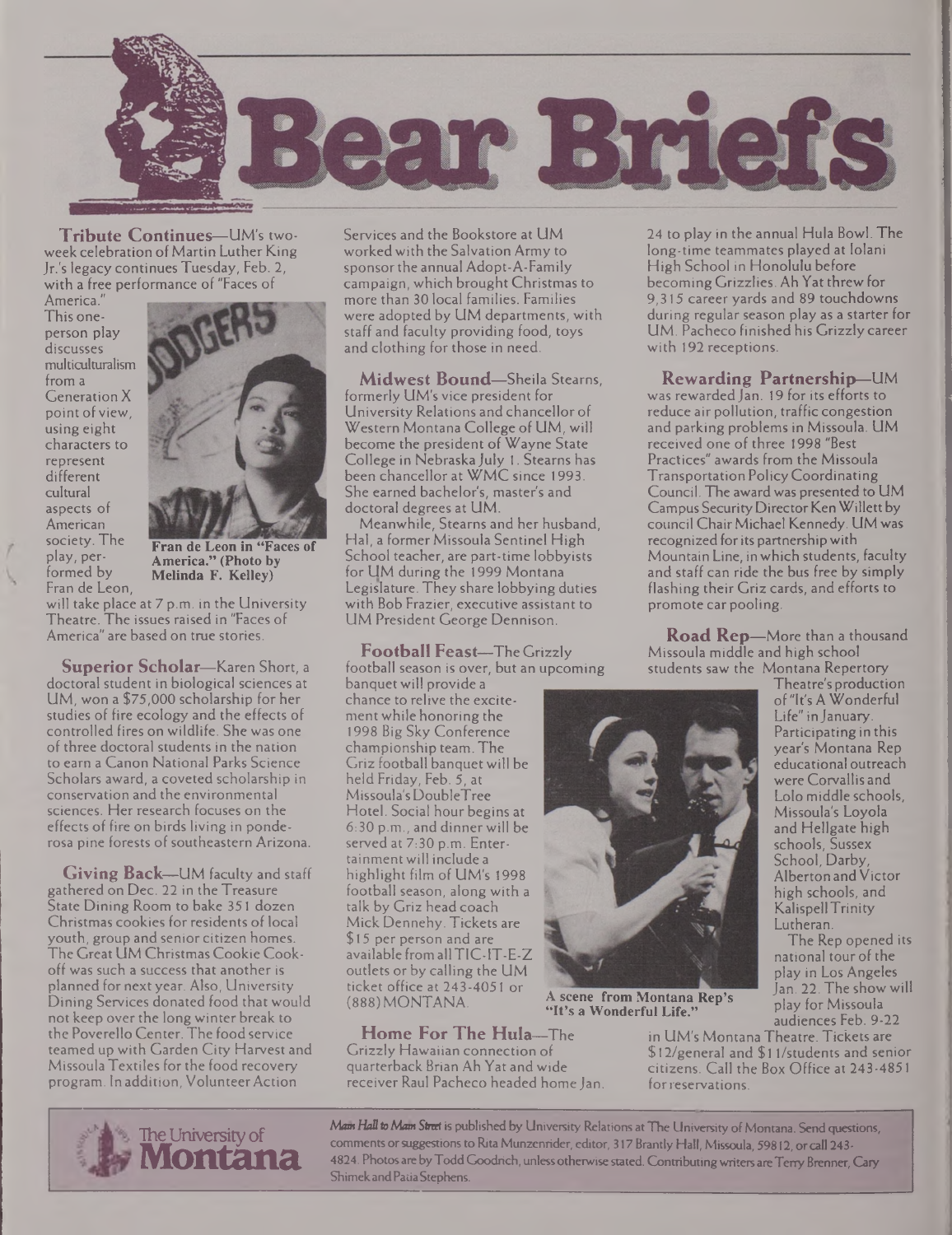# Bear Briefs

**Tribute Continues**—UM's two-week celebration of Martin Luther King Jr.'s legacy continues Tuesday, Feb. 2, with a free performance of "Faces of America." This one-person play discusses multiculturalism from a Generation X point of view, using eight characters to represent different cultural aspects of American society. The play, performed by Fran de Leon, will take place at 7 p.m. in the University Theatre. The issues raised in "Faces of America" are based on true stories.

Fran de Leon in "Faces of America." (Photo by Melinda F. Kelley)

**Superior Scholar**—Karen Short, a doctoral student in biological sciences at UM, won a $75,000 scholarship for her studies of fire ecology and the effects of controlled fires on wildlife. She was one of three doctoral students in the nation to earn a Canon National Parks Science Scholars award, a coveted scholarship in conservation and the environmental sciences. Her research focuses on the effects of fire on birds living in ponderosa pine forests of southeastern Arizona.

**Giving Back**—UM faculty and staff gathered on Dec. 22 in the Treasure State Dining Room to bake 351 dozen Christmas cookies for residents of local youth, group and senior citizen homes. The Great UM Christmas Cookie Cook-off was such a success that another is planned for next year. Also, University Dining Services donated food that would not keep over the long winter break to the Poverello Center. The food service teamed up with Garden City Harvest and Missoula Textiles for the food recovery program. In addition, Volunteer Action Services and the Bookstore at UM worked with the Salvation Army to sponsor the annual Adopt-A-Family campaign, which brought Christmas to more than 30 local families. Families were adopted by UM departments, with staff and faculty providing food, toys and clothing for those in need.

**Midwest Bound**—Sheila Stearns, formerly UM's vice president for University Relations and chancellor of Western Montana College of UM, will become the president of Wayne State College in Nebraska July 1. Stearns has been chancellor at WMC since 1993. She earned bachelor's, master's and doctoral degrees at UM.

Meanwhile, Stearns and her husband, Hal, a former Missoula Sentinel High School teacher, are part-time lobbyists for UM during the 1999 Montana Legislature. They share lobbying duties with Bob Frazier, executive assistant to UM President George Dennison.

**Football Feast**—The Grizzly football season is over, but an upcoming banquet will provide a chance to relive the excitement while honoring the 1998 Big Sky Conference championship team. The Griz football banquet will be held Friday, Feb. 5, at Missoula's DoubleTree Hotel. Social hour begins at 6:30 p.m., and dinner will be served at 7:30 p.m. Entertainment will include a highlight film of UM's 1998 football season, along with a talk by Griz head coach Mick Dennehy. Tickets are $15 per person and are available from all TIC-IT-E-Z outlets or by calling the UM ticket office at 243-4051 or (888) MONTANA.

**Home For The Hula**—The Grizzly Hawaiian connection of quarterback Brian Ah Yat and wide receiver Raul Pacheco headed home Jan. 24 to play in the annual Hula Bowl. The long-time teammates played at Iolani High School in Honolulu before becoming Grizzlies. Ah Yat threw for 9,315 career yards and 89 touchdowns during regular season play as a starter for UM. Pacheco finished his Grizzly career with 192 receptions.

**Rewarding Partnership**—UM was rewarded Jan. 19 for its efforts to reduce air pollution, traffic congestion and parking problems in Missoula. UM received one of three 1998 "Best Practices" awards from the Missoula Transportation Policy Coordinating Council. The award was presented to UM Campus Security Director Ken Willett by council Chair Michael Kennedy. UM was recognized for its partnership with Mountain Line, in which students, faculty and staff can ride the bus free by simply flashing their Griz cards, and efforts to promote car pooling.

**Road Rep**—More than a thousand Missoula middle and high school students saw the Montana Repertory Theatre's production of "It's A Wonderful Life" in January. Participating in this year's Montana Rep educational outreach were Corvallis and Lolo middle schools, Missoula's Loyola and Hellgate high schools, Sussex School, Darby, Alberton and Victor high schools, and Kalispell Trinity Lutheran.

A scene from Montana Rep's "It's a Wonderful Life."

The Rep opened its national tour of the play in Los Angeles Jan. 22. The show will play for Missoula audiences Feb. 9-22 in UM's Montana Theatre. Tickets are $12/general and $11/students and senior citizens. Call the Box Office at 243-4851 for reservations.

The University of Montana

*Main Hall to Main Street* is published by University Relations at The University of Montana. Send questions, comments or suggestions to Rita Munzenrider, editor, 317 Brantly Hall, Missoula, 59812, or call 243-4824. Photos are by Todd Goodrich, unless otherwise stated. Contributing writers are Terry Brenner, Cary Shimek and Patia Stephens.